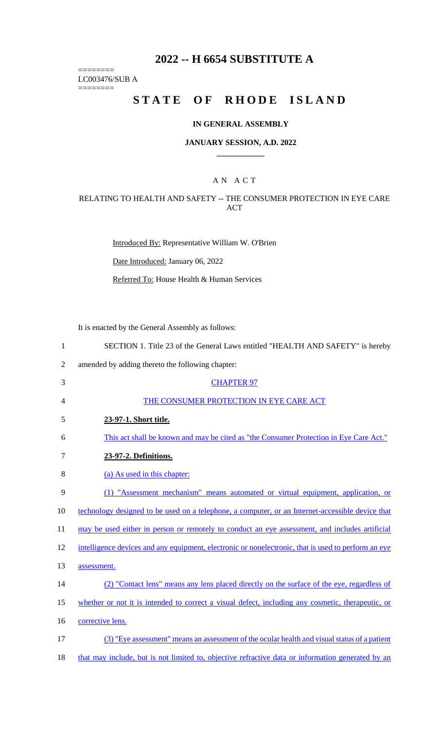# 2022 -- H 6654 SUBSTITUTE A

========
LC003476/SUB A
========

# STATE OF RHODE ISLAND

### IN GENERAL ASSEMBLY

### JANUARY SESSION, A.D. 2022

____________

### A N A C T

### RELATING TO HEALTH AND SAFETY -- THE CONSUMER PROTECTION IN EYE CARE ACT

Introduced By: Representative William W. O'Brien

Date Introduced: January 06, 2022

Referred To: House Health & Human Services

It is enacted by the General Assembly as follows:

1 SECTION 1. Title 23 of the General Laws entitled "HEALTH AND SAFETY" is hereby
2 amended by adding thereto the following chapter:

3 CHAPTER 97

4 THE CONSUMER PROTECTION IN EYE CARE ACT

5 **23-97-1. Short title.**

6 This act shall be known and may be cited as "the Consumer Protection in Eye Care Act."

7 **23-97-2. Definitions.**

8 (a) As used in this chapter:

9 (1) "Assessment mechanism" means automated or virtual equipment, application, or
10 technology designed to be used on a telephone, a computer, or an Internet-accessible device that
11 may be used either in person or remotely to conduct an eye assessment, and includes artificial
12 intelligence devices and any equipment, electronic or nonelectronic, that is used to perform an eye
13 assessment.

14 (2) "Contact lens" means any lens placed directly on the surface of the eye, regardless of
15 whether or not it is intended to correct a visual defect, including any cosmetic, therapeutic, or
16 corrective lens.

17 (3) "Eye assessment" means an assessment of the ocular health and visual status of a patient
18 that may include, but is not limited to, objective refractive data or information generated by an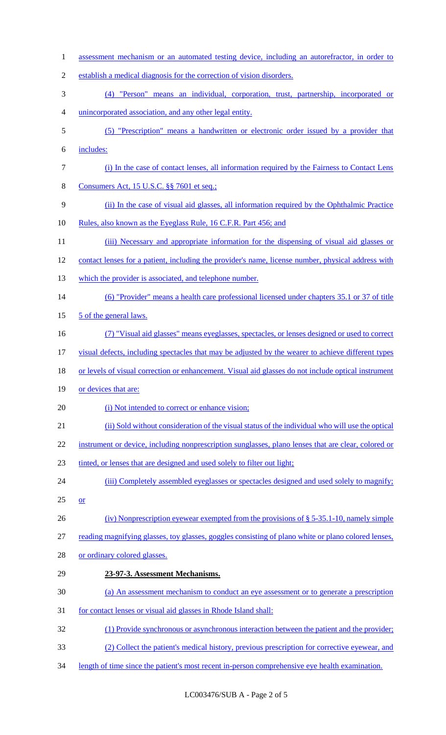assessment mechanism or an automated testing device, including an autorefractor, in order to establish a medical diagnosis for the correction of vision disorders.

(4) "Person" means an individual, corporation, trust, partnership, incorporated or unincorporated association, and any other legal entity.

(5) "Prescription" means a handwritten or electronic order issued by a provider that includes:

(i) In the case of contact lenses, all information required by the Fairness to Contact Lens Consumers Act, 15 U.S.C. §§ 7601 et seq.;

(ii) In the case of visual aid glasses, all information required by the Ophthalmic Practice Rules, also known as the Eyeglass Rule, 16 C.F.R. Part 456; and

(iii) Necessary and appropriate information for the dispensing of visual aid glasses or contact lenses for a patient, including the provider's name, license number, physical address with which the provider is associated, and telephone number.

(6) "Provider" means a health care professional licensed under chapters 35.1 or 37 of title 5 of the general laws.

(7) "Visual aid glasses" means eyeglasses, spectacles, or lenses designed or used to correct visual defects, including spectacles that may be adjusted by the wearer to achieve different types or levels of visual correction or enhancement. Visual aid glasses do not include optical instrument or devices that are:

(i) Not intended to correct or enhance vision;

(ii) Sold without consideration of the visual status of the individual who will use the optical instrument or device, including nonprescription sunglasses, plano lenses that are clear, colored or tinted, or lenses that are designed and used solely to filter out light;

(iii) Completely assembled eyeglasses or spectacles designed and used solely to magnify; or

(iv) Nonprescription eyewear exempted from the provisions of § 5-35.1-10, namely simple reading magnifying glasses, toy glasses, goggles consisting of plano white or plano colored lenses, or ordinary colored glasses.

**23-97-3. Assessment Mechanisms.**

(a) An assessment mechanism to conduct an eye assessment or to generate a prescription for contact lenses or visual aid glasses in Rhode Island shall:

(1) Provide synchronous or asynchronous interaction between the patient and the provider;

(2) Collect the patient's medical history, previous prescription for corrective eyewear, and length of time since the patient's most recent in-person comprehensive eye health examination.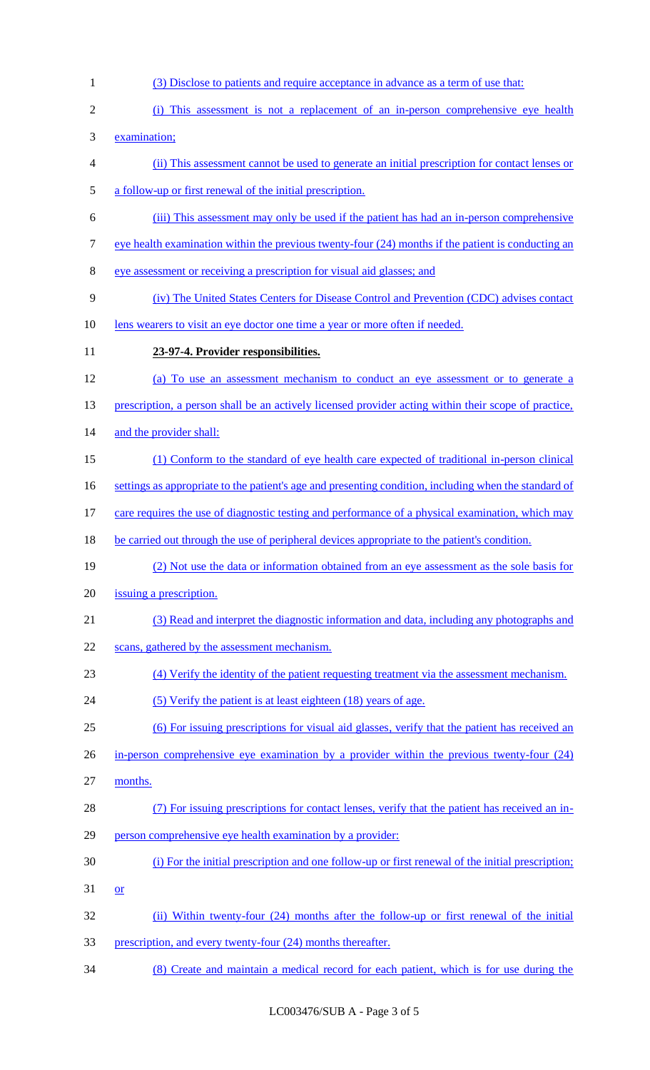(3) Disclose to patients and require acceptance in advance as a term of use that:

(i) This assessment is not a replacement of an in-person comprehensive eye health examination;

(ii) This assessment cannot be used to generate an initial prescription for contact lenses or a follow-up or first renewal of the initial prescription.

(iii) This assessment may only be used if the patient has had an in-person comprehensive eye health examination within the previous twenty-four (24) months if the patient is conducting an eye assessment or receiving a prescription for visual aid glasses; and

(iv) The United States Centers for Disease Control and Prevention (CDC) advises contact lens wearers to visit an eye doctor one time a year or more often if needed.

**23-97-4. Provider responsibilities.**

(a) To use an assessment mechanism to conduct an eye assessment or to generate a prescription, a person shall be an actively licensed provider acting within their scope of practice, and the provider shall:

(1) Conform to the standard of eye health care expected of traditional in-person clinical settings as appropriate to the patient's age and presenting condition, including when the standard of care requires the use of diagnostic testing and performance of a physical examination, which may be carried out through the use of peripheral devices appropriate to the patient's condition.

(2) Not use the data or information obtained from an eye assessment as the sole basis for issuing a prescription.

(3) Read and interpret the diagnostic information and data, including any photographs and scans, gathered by the assessment mechanism.

(4) Verify the identity of the patient requesting treatment via the assessment mechanism.

(5) Verify the patient is at least eighteen (18) years of age.

(6) For issuing prescriptions for visual aid glasses, verify that the patient has received an in-person comprehensive eye examination by a provider within the previous twenty-four (24) months.

(7) For issuing prescriptions for contact lenses, verify that the patient has received an in-person comprehensive eye health examination by a provider:

(i) For the initial prescription and one follow-up or first renewal of the initial prescription; or

(ii) Within twenty-four (24) months after the follow-up or first renewal of the initial prescription, and every twenty-four (24) months thereafter.

(8) Create and maintain a medical record for each patient, which is for use during the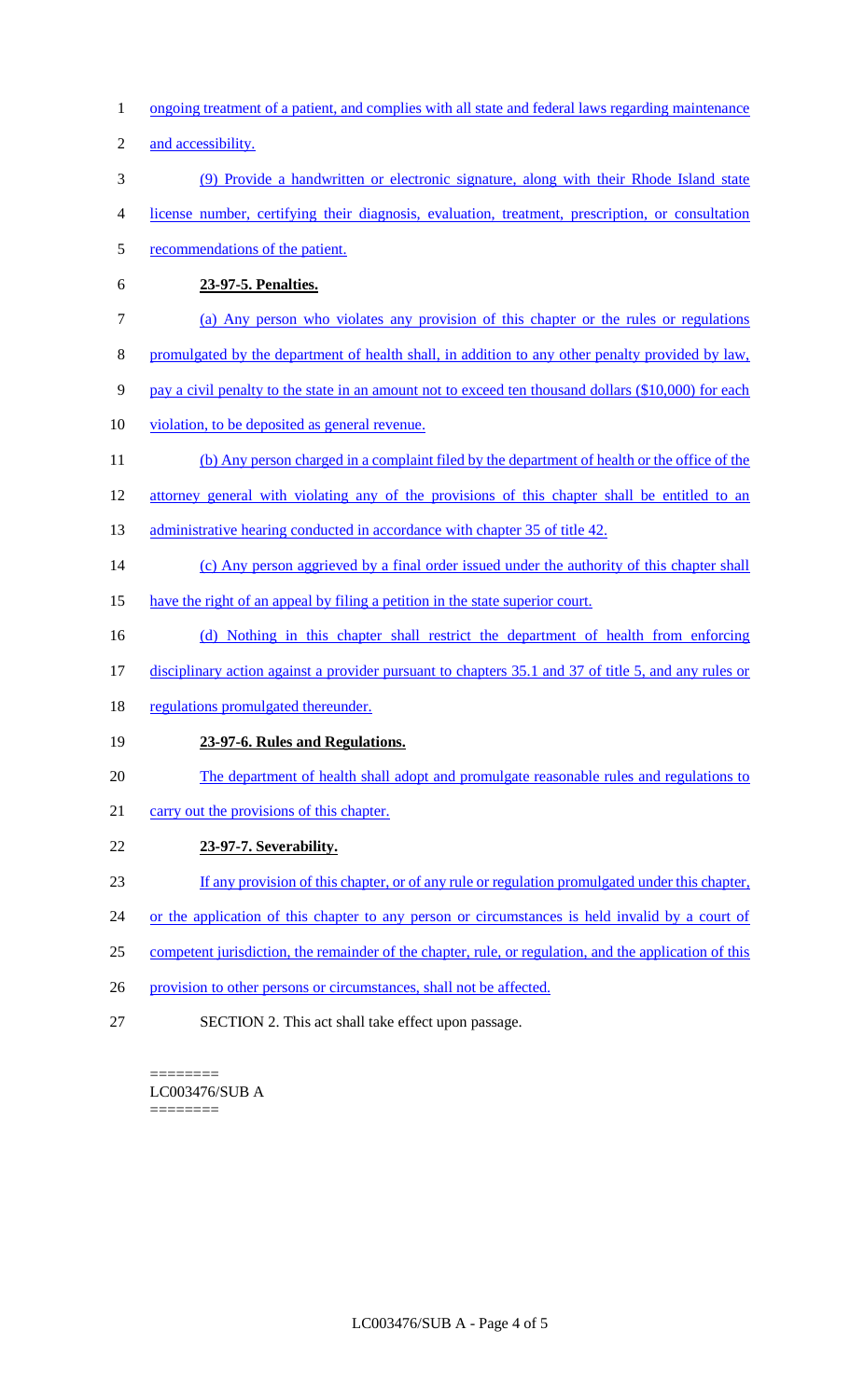ongoing treatment of a patient, and complies with all state and federal laws regarding maintenance and accessibility.

(9) Provide a handwritten or electronic signature, along with their Rhode Island state license number, certifying their diagnosis, evaluation, treatment, prescription, or consultation recommendations of the patient.

**23-97-5. Penalties.**

(a) Any person who violates any provision of this chapter or the rules or regulations promulgated by the department of health shall, in addition to any other penalty provided by law, pay a civil penalty to the state in an amount not to exceed ten thousand dollars ($10,000) for each violation, to be deposited as general revenue.

(b) Any person charged in a complaint filed by the department of health or the office of the attorney general with violating any of the provisions of this chapter shall be entitled to an administrative hearing conducted in accordance with chapter 35 of title 42.

(c) Any person aggrieved by a final order issued under the authority of this chapter shall have the right of an appeal by filing a petition in the state superior court.

(d) Nothing in this chapter shall restrict the department of health from enforcing disciplinary action against a provider pursuant to chapters 35.1 and 37 of title 5, and any rules or regulations promulgated thereunder.

**23-97-6. Rules and Regulations.**

The department of health shall adopt and promulgate reasonable rules and regulations to carry out the provisions of this chapter.

**23-97-7. Severability.**

If any provision of this chapter, or of any rule or regulation promulgated under this chapter, or the application of this chapter to any person or circumstances is held invalid by a court of competent jurisdiction, the remainder of the chapter, rule, or regulation, and the application of this provision to other persons or circumstances, shall not be affected.

SECTION 2. This act shall take effect upon passage.

========
LC003476/SUB A
========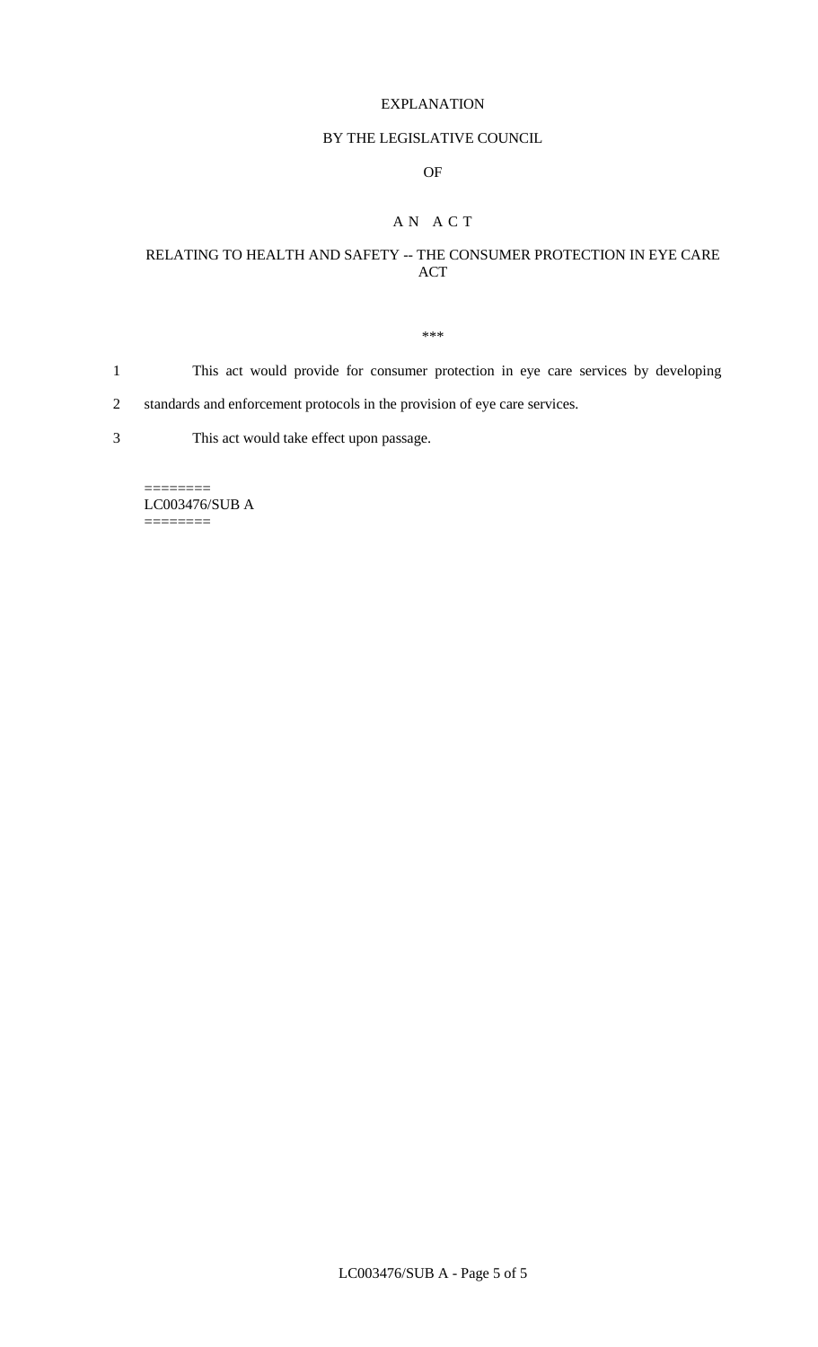EXPLANATION

BY THE LEGISLATIVE COUNCIL

OF

A N A C T

RELATING TO HEALTH AND SAFETY -- THE CONSUMER PROTECTION IN EYE CARE ACT

\*\*\*

1 This act would provide for consumer protection in eye care services by developing
2 standards and enforcement protocols in the provision of eye care services.
3 This act would take effect upon passage.

========
LC003476/SUB A
========